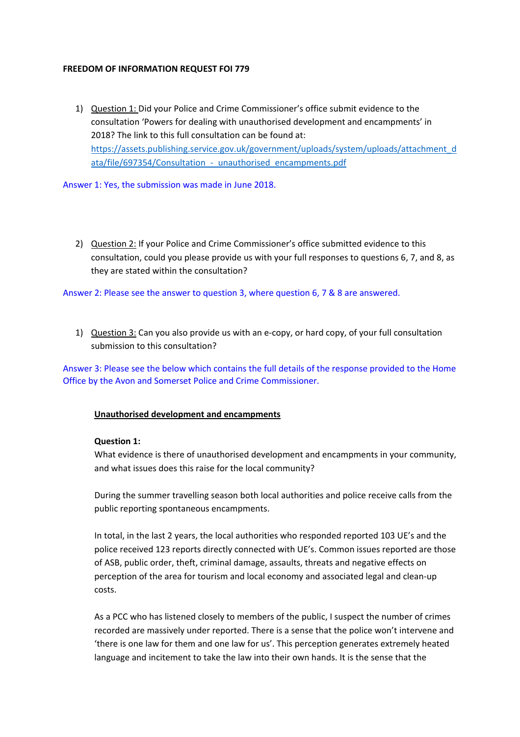**FREEDOM OF INFORMATION REQUEST FOI 779**

1) Question 1: Did your Police and Crime Commissioner's office submit evidence to the consultation 'Powers for dealing with unauthorised development and encampments' in 2018? The link to this full consultation can be found at: https://assets.publishing.service.gov.uk/government/uploads/system/uploads/attachment_data/file/697354/Consultation_-_unauthorised_encampments.pdf

Answer 1: Yes, the submission was made in June 2018.

2) Question 2: If your Police and Crime Commissioner's office submitted evidence to this consultation, could you please provide us with your full responses to questions 6, 7, and 8, as they are stated within the consultation?

Answer 2: Please see the answer to question 3, where question 6, 7 & 8 are answered.

1) Question 3: Can you also provide us with an e-copy, or hard copy, of your full consultation submission to this consultation?

Answer 3: Please see the below which contains the full details of the response provided to the Home Office by the Avon and Somerset Police and Crime Commissioner.

**Unauthorised development and encampments**

**Question 1:**
What evidence is there of unauthorised development and encampments in your community, and what issues does this raise for the local community?

During the summer travelling season both local authorities and police receive calls from the public reporting spontaneous encampments.

In total, in the last 2 years, the local authorities who responded reported 103 UE's and the police received 123 reports directly connected with UE's. Common issues reported are those of ASB, public order, theft, criminal damage, assaults, threats and negative effects on perception of the area for tourism and local economy and associated legal and clean-up costs.

As a PCC who has listened closely to members of the public, I suspect the number of crimes recorded are massively under reported. There is a sense that the police won't intervene and 'there is one law for them and one law for us'. This perception generates extremely heated language and incitement to take the law into their own hands. It is the sense that the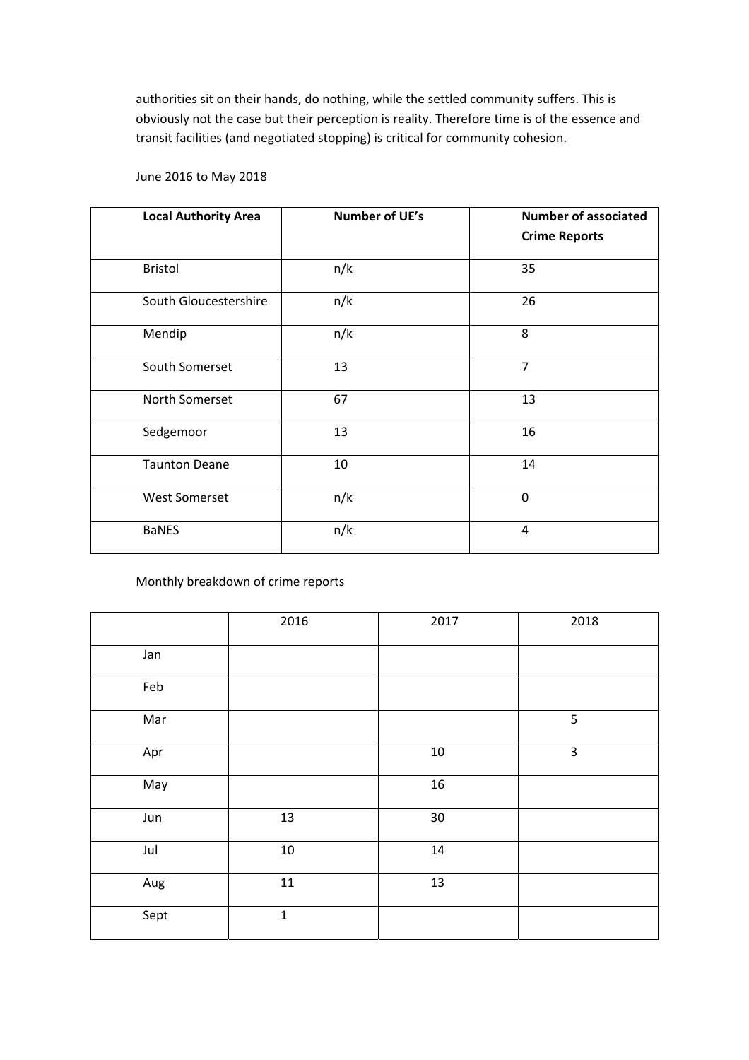authorities sit on their hands, do nothing, while the settled community suffers. This is obviously not the case but their perception is reality. Therefore time is of the essence and transit facilities (and negotiated stopping) is critical for community cohesion.

June 2016 to May 2018

| **Local Authority Area** | **Number of UE's** | **Number of associated Crime Reports** |
|---|---|---|
| Bristol | n/k | 35 |
| South Gloucestershire | n/k | 26 |
| Mendip | n/k | 8 |
| South Somerset | 13 | 7 |
| North Somerset | 67 | 13 |
| Sedgemoor | 13 | 16 |
| Taunton Deane | 10 | 14 |
| West Somerset | n/k | 0 |
| BaNES | n/k | 4 |

Monthly breakdown of crime reports

| | 2016 | 2017 | 2018 |
|---|---|---|---|
| Jan | | | |
| Feb | | | |
| Mar | | | 5 |
| Apr | | 10 | 3 |
| May | | 16 | |
| Jun | 13 | 30 | |
| Jul | 10 | 14 | |
| Aug | 11 | 13 | |
| Sept | 1 | | |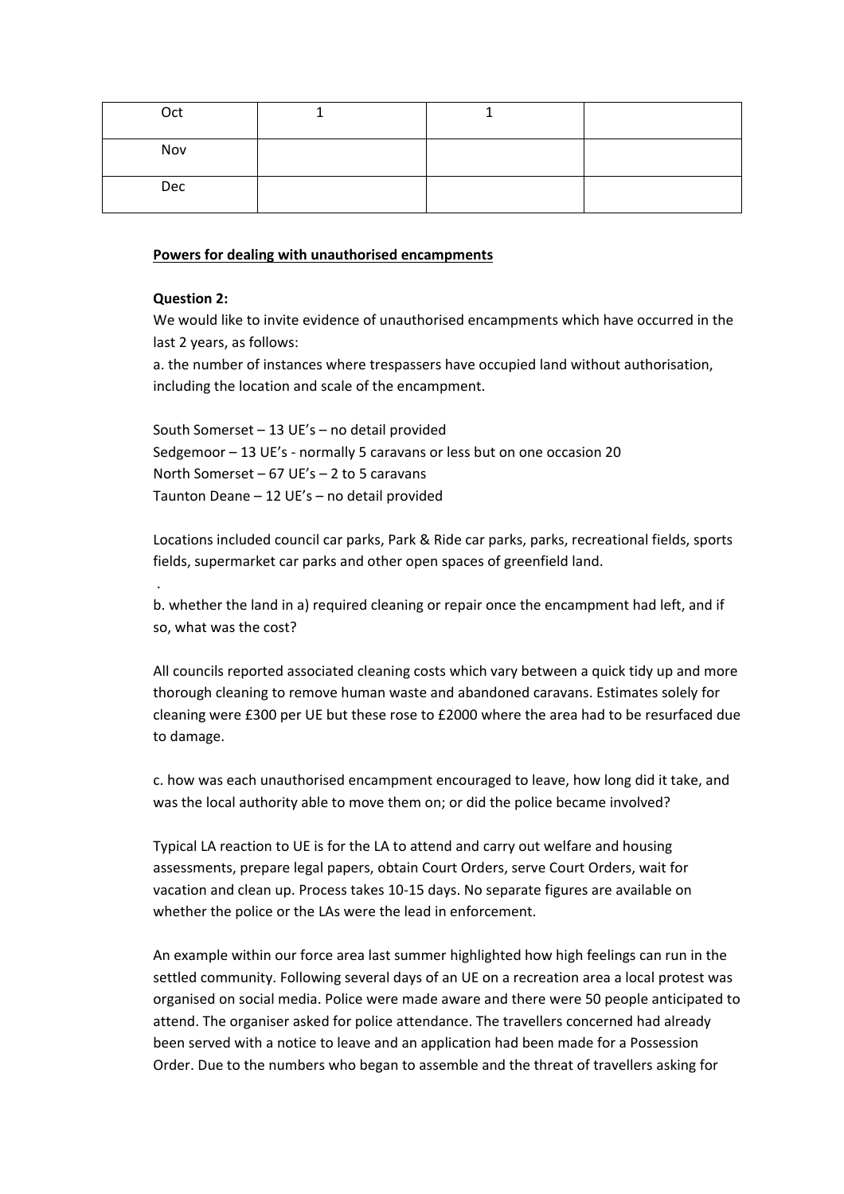| Oct | 1 | 1 | |
|---|---|---|---|
| Nov | | | |
| Dec | | | |

**Powers for dealing with unauthorised encampments**

**Question 2:**

We would like to invite evidence of unauthorised encampments which have occurred in the last 2 years, as follows:

a. the number of instances where trespassers have occupied land without authorisation, including the location and scale of the encampment.

South Somerset – 13 UE's – no detail provided
Sedgemoor – 13 UE's - normally 5 caravans or less but on one occasion 20
North Somerset – 67 UE's – 2 to 5 caravans
Taunton Deane – 12 UE's – no detail provided

Locations included council car parks, Park & Ride car parks, parks, recreational fields, sports fields, supermarket car parks and other open spaces of greenfield land.

.

b. whether the land in a) required cleaning or repair once the encampment had left, and if so, what was the cost?

All councils reported associated cleaning costs which vary between a quick tidy up and more thorough cleaning to remove human waste and abandoned caravans. Estimates solely for cleaning were £300 per UE but these rose to £2000 where the area had to be resurfaced due to damage.

c. how was each unauthorised encampment encouraged to leave, how long did it take, and was the local authority able to move them on; or did the police became involved?

Typical LA reaction to UE is for the LA to attend and carry out welfare and housing assessments, prepare legal papers, obtain Court Orders, serve Court Orders, wait for vacation and clean up. Process takes 10-15 days. No separate figures are available on whether the police or the LAs were the lead in enforcement.

An example within our force area last summer highlighted how high feelings can run in the settled community. Following several days of an UE on a recreation area a local protest was organised on social media. Police were made aware and there were 50 people anticipated to attend. The organiser asked for police attendance. The travellers concerned had already been served with a notice to leave and an application had been made for a Possession Order. Due to the numbers who began to assemble and the threat of travellers asking for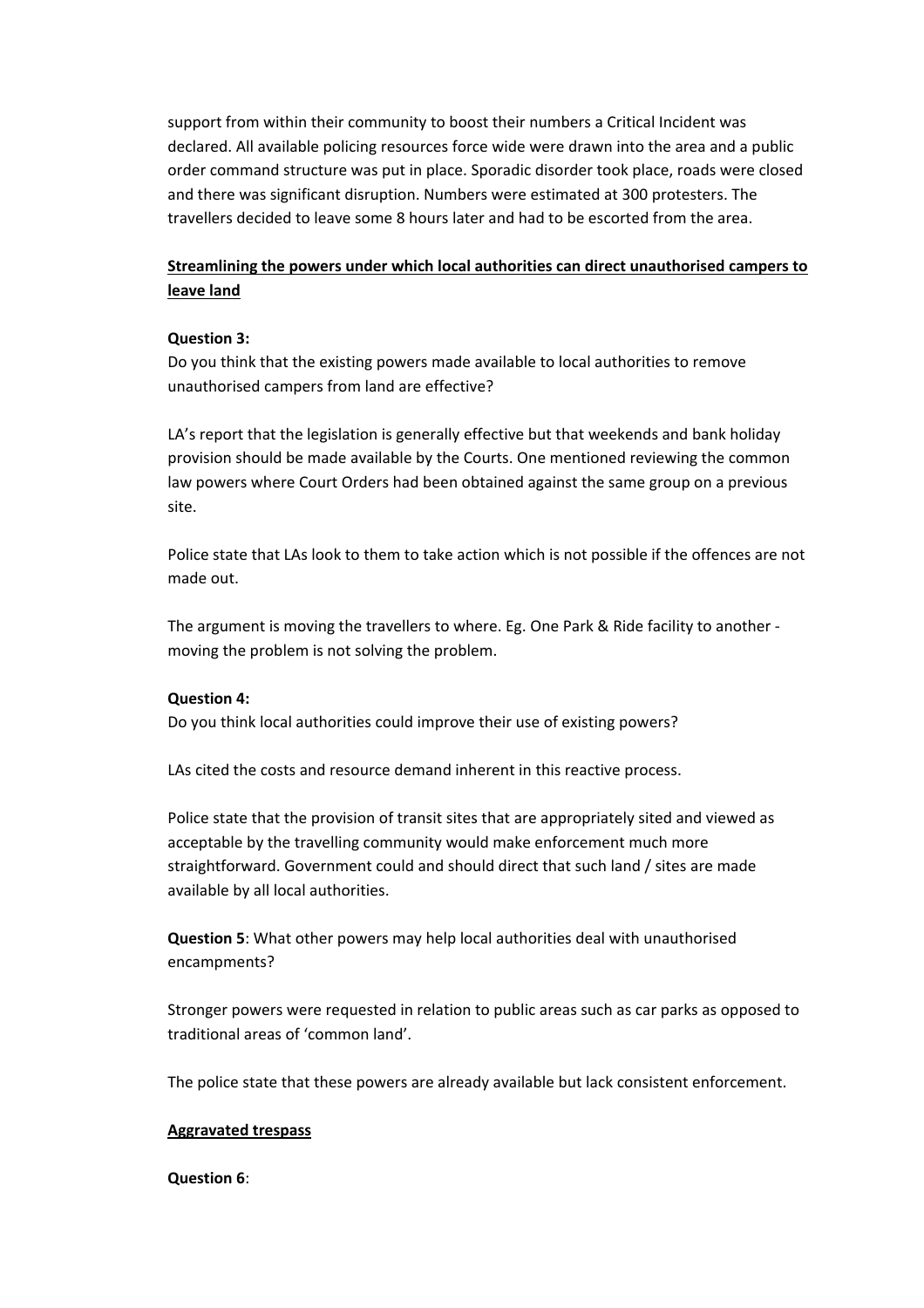support from within their community to boost their numbers a Critical Incident was declared. All available policing resources force wide were drawn into the area and a public order command structure was put in place. Sporadic disorder took place, roads were closed and there was significant disruption. Numbers were estimated at 300 protesters. The travellers decided to leave some 8 hours later and had to be escorted from the area.

**Streamlining the powers under which local authorities can direct unauthorised campers to leave land**

**Question 3:**
Do you think that the existing powers made available to local authorities to remove unauthorised campers from land are effective?

LA's report that the legislation is generally effective but that weekends and bank holiday provision should be made available by the Courts. One mentioned reviewing the common law powers where Court Orders had been obtained against the same group on a previous site.

Police state that LAs look to them to take action which is not possible if the offences are not made out.

The argument is moving the travellers to where. Eg. One Park & Ride facility to another - moving the problem is not solving the problem.

**Question 4:**
Do you think local authorities could improve their use of existing powers?

LAs cited the costs and resource demand inherent in this reactive process.

Police state that the provision of transit sites that are appropriately sited and viewed as acceptable by the travelling community would make enforcement much more straightforward. Government could and should direct that such land / sites are made available by all local authorities.

**Question 5**: What other powers may help local authorities deal with unauthorised encampments?

Stronger powers were requested in relation to public areas such as car parks as opposed to traditional areas of 'common land'.

The police state that these powers are already available but lack consistent enforcement.

**Aggravated trespass**

**Question 6**: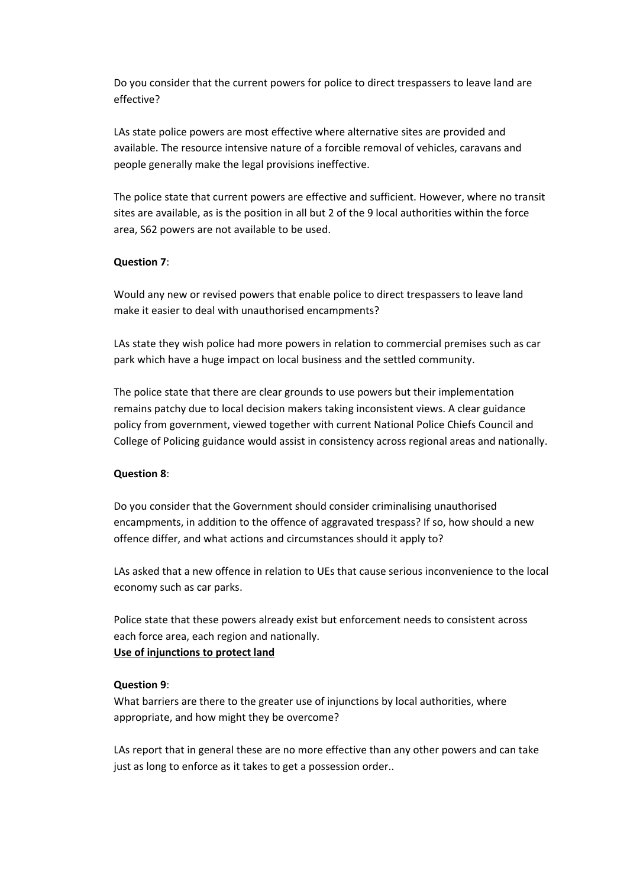Do you consider that the current powers for police to direct trespassers to leave land are effective?

LAs state police powers are most effective where alternative sites are provided and available. The resource intensive nature of a forcible removal of vehicles, caravans and people generally make the legal provisions ineffective.

The police state that current powers are effective and sufficient. However, where no transit sites are available, as is the position in all but 2 of the 9 local authorities within the force area, S62 powers are not available to be used.

**Question 7**:

Would any new or revised powers that enable police to direct trespassers to leave land make it easier to deal with unauthorised encampments?

LAs state they wish police had more powers in relation to commercial premises such as car park which have a huge impact on local business and the settled community.

The police state that there are clear grounds to use powers but their implementation remains patchy due to local decision makers taking inconsistent views. A clear guidance policy from government, viewed together with current National Police Chiefs Council and College of Policing guidance would assist in consistency across regional areas and nationally.

**Question 8**:

Do you consider that the Government should consider criminalising unauthorised encampments, in addition to the offence of aggravated trespass? If so, how should a new offence differ, and what actions and circumstances should it apply to?

LAs asked that a new offence in relation to UEs that cause serious inconvenience to the local economy such as car parks.

Police state that these powers already exist but enforcement needs to consistent across each force area, each region and nationally.

**Use of injunctions to protect land**

**Question 9**:

What barriers are there to the greater use of injunctions by local authorities, where appropriate, and how might they be overcome?

LAs report that in general these are no more effective than any other powers and can take just as long to enforce as it takes to get a possession order..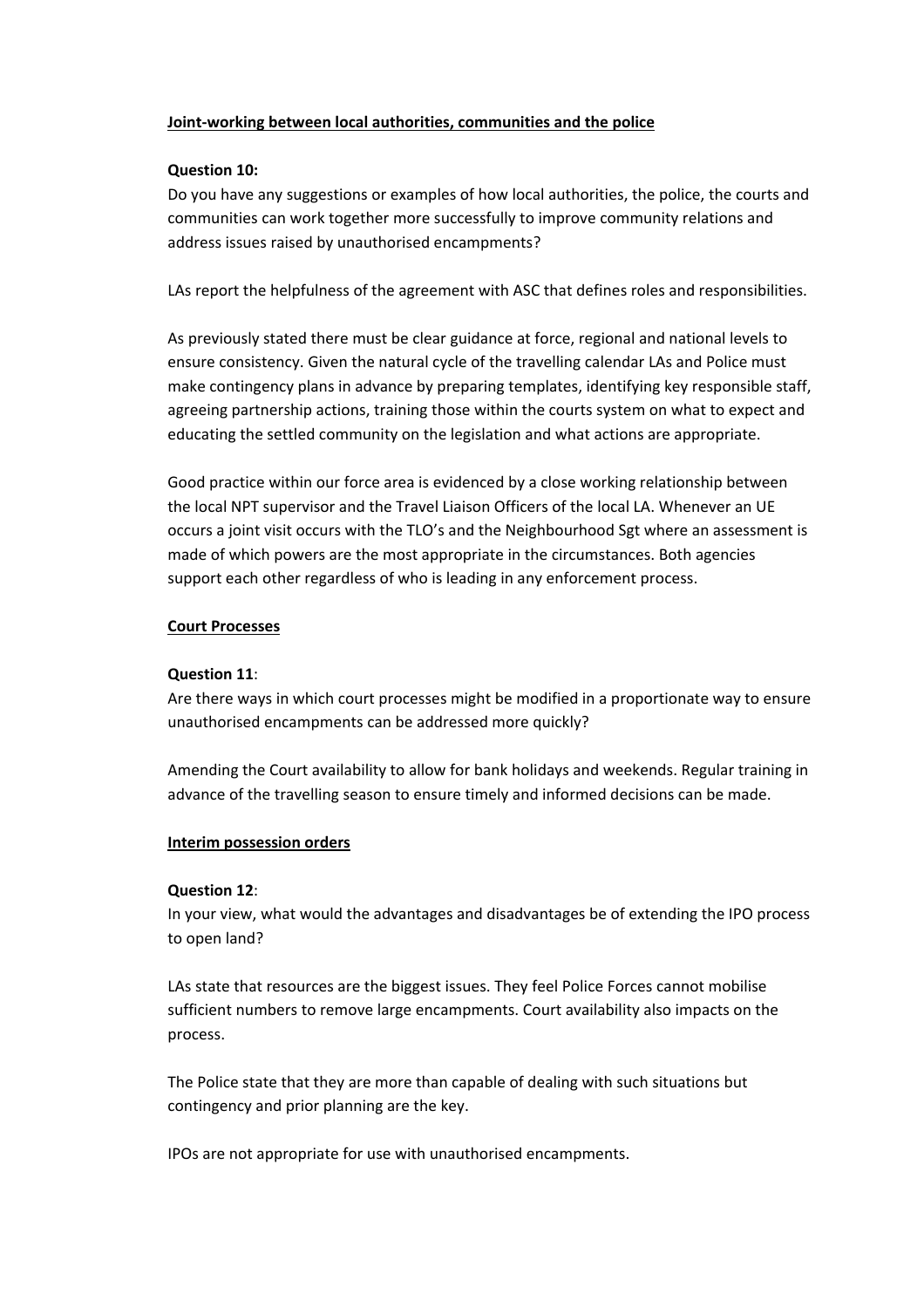**Joint-working between local authorities, communities and the police**

**Question 10:**
Do you have any suggestions or examples of how local authorities, the police, the courts and communities can work together more successfully to improve community relations and address issues raised by unauthorised encampments?

LAs report the helpfulness of the agreement with ASC that defines roles and responsibilities.

As previously stated there must be clear guidance at force, regional and national levels to ensure consistency. Given the natural cycle of the travelling calendar LAs and Police must make contingency plans in advance by preparing templates, identifying key responsible staff, agreeing partnership actions, training those within the courts system on what to expect and educating the settled community on the legislation and what actions are appropriate.

Good practice within our force area is evidenced by a close working relationship between the local NPT supervisor and the Travel Liaison Officers of the local LA. Whenever an UE occurs a joint visit occurs with the TLO's and the Neighbourhood Sgt where an assessment is made of which powers are the most appropriate in the circumstances. Both agencies support each other regardless of who is leading in any enforcement process.

**Court Processes**

**Question 11**:
Are there ways in which court processes might be modified in a proportionate way to ensure unauthorised encampments can be addressed more quickly?

Amending the Court availability to allow for bank holidays and weekends. Regular training in advance of the travelling season to ensure timely and informed decisions can be made.

**Interim possession orders**

**Question 12**:
In your view, what would the advantages and disadvantages be of extending the IPO process to open land?

LAs state that resources are the biggest issues. They feel Police Forces cannot mobilise sufficient numbers to remove large encampments. Court availability also impacts on the process.

The Police state that they are more than capable of dealing with such situations but contingency and prior planning are the key.

IPOs are not appropriate for use with unauthorised encampments.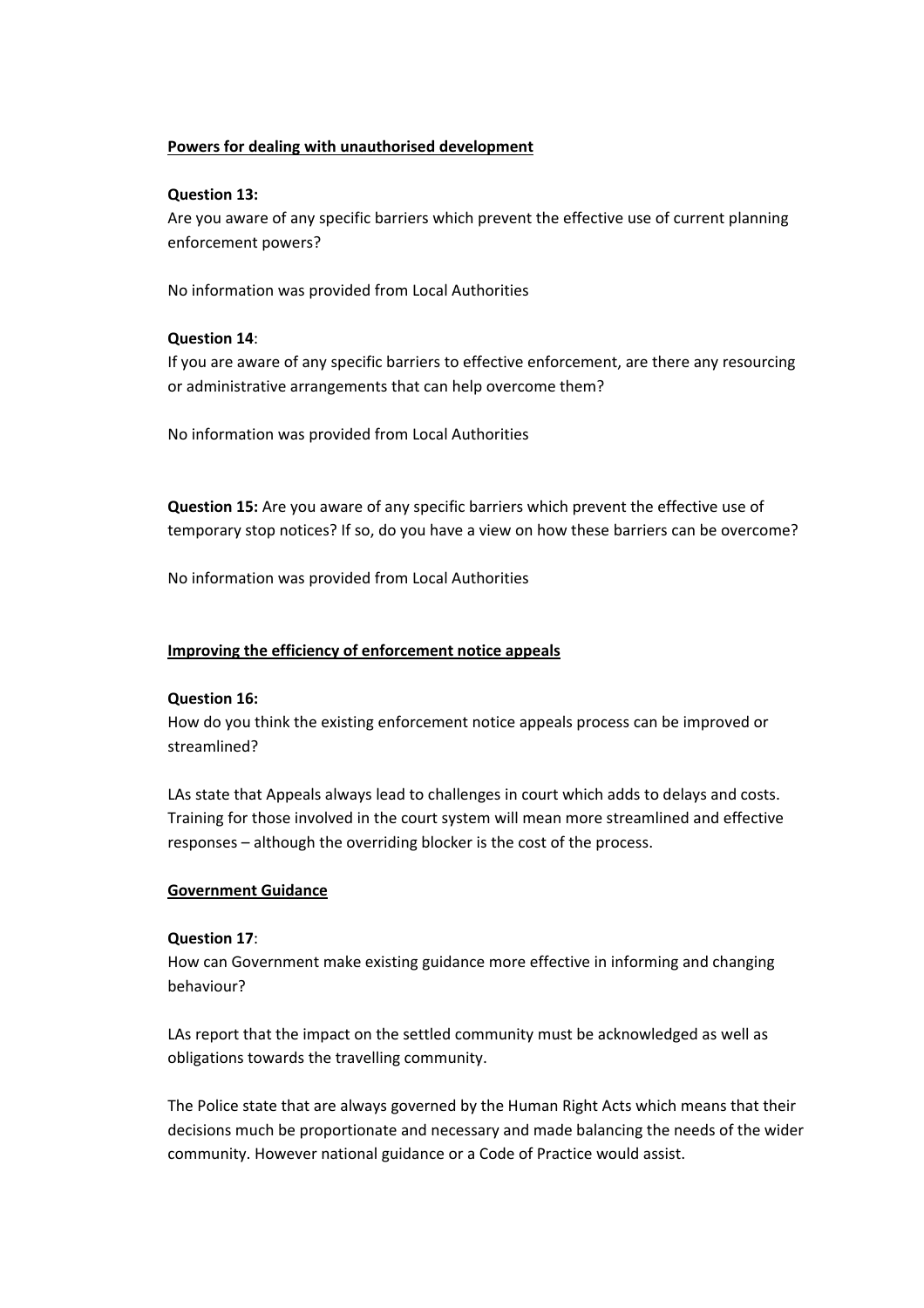**Powers for dealing with unauthorised development**

**Question 13:**
Are you aware of any specific barriers which prevent the effective use of current planning enforcement powers?

No information was provided from Local Authorities

**Question 14**:
If you are aware of any specific barriers to effective enforcement, are there any resourcing or administrative arrangements that can help overcome them?

No information was provided from Local Authorities

**Question 15:** Are you aware of any specific barriers which prevent the effective use of temporary stop notices? If so, do you have a view on how these barriers can be overcome?

No information was provided from Local Authorities

**Improving the efficiency of enforcement notice appeals**

**Question 16:**
How do you think the existing enforcement notice appeals process can be improved or streamlined?

LAs state that Appeals always lead to challenges in court which adds to delays and costs. Training for those involved in the court system will mean more streamlined and effective responses – although the overriding blocker is the cost of the process.

**Government Guidance**

**Question 17**:
How can Government make existing guidance more effective in informing and changing behaviour?

LAs report that the impact on the settled community must be acknowledged as well as obligations towards the travelling community.

The Police state that are always governed by the Human Right Acts which means that their decisions much be proportionate and necessary and made balancing the needs of the wider community. However national guidance or a Code of Practice would assist.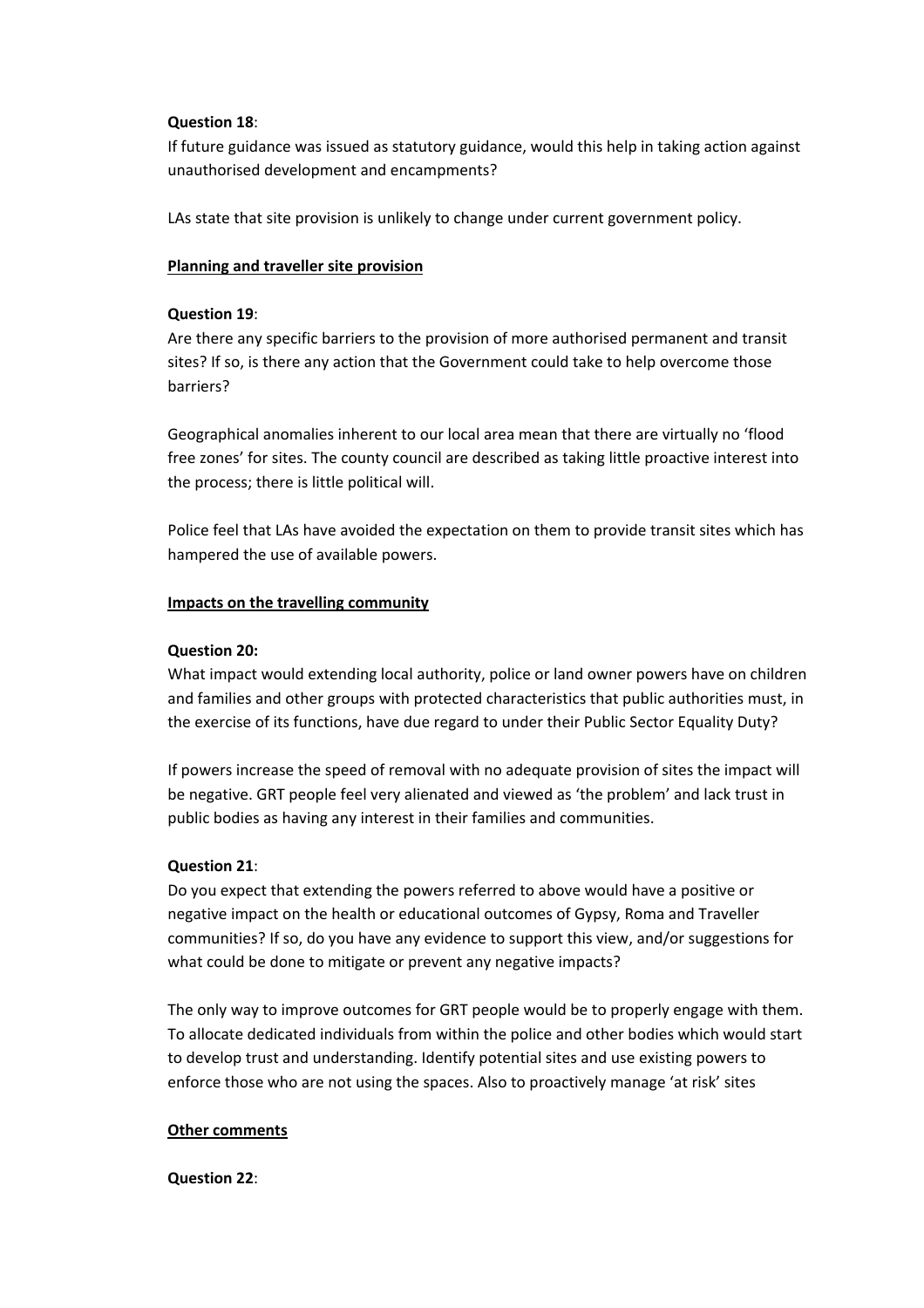**Question 18**:
If future guidance was issued as statutory guidance, would this help in taking action against unauthorised development and encampments?

LAs state that site provision is unlikely to change under current government policy.

**Planning and traveller site provision**

**Question 19**:
Are there any specific barriers to the provision of more authorised permanent and transit sites? If so, is there any action that the Government could take to help overcome those barriers?

Geographical anomalies inherent to our local area mean that there are virtually no 'flood free zones' for sites. The county council are described as taking little proactive interest into the process; there is little political will.

Police feel that LAs have avoided the expectation on them to provide transit sites which has hampered the use of available powers.

**Impacts on the travelling community**

**Question 20:**
What impact would extending local authority, police or land owner powers have on children and families and other groups with protected characteristics that public authorities must, in the exercise of its functions, have due regard to under their Public Sector Equality Duty?

If powers increase the speed of removal with no adequate provision of sites the impact will be negative. GRT people feel very alienated and viewed as 'the problem' and lack trust in public bodies as having any interest in their families and communities.

**Question 21**:
Do you expect that extending the powers referred to above would have a positive or negative impact on the health or educational outcomes of Gypsy, Roma and Traveller communities? If so, do you have any evidence to support this view, and/or suggestions for what could be done to mitigate or prevent any negative impacts?

The only way to improve outcomes for GRT people would be to properly engage with them. To allocate dedicated individuals from within the police and other bodies which would start to develop trust and understanding. Identify potential sites and use existing powers to enforce those who are not using the spaces. Also to proactively manage 'at risk' sites

**Other comments**

**Question 22**: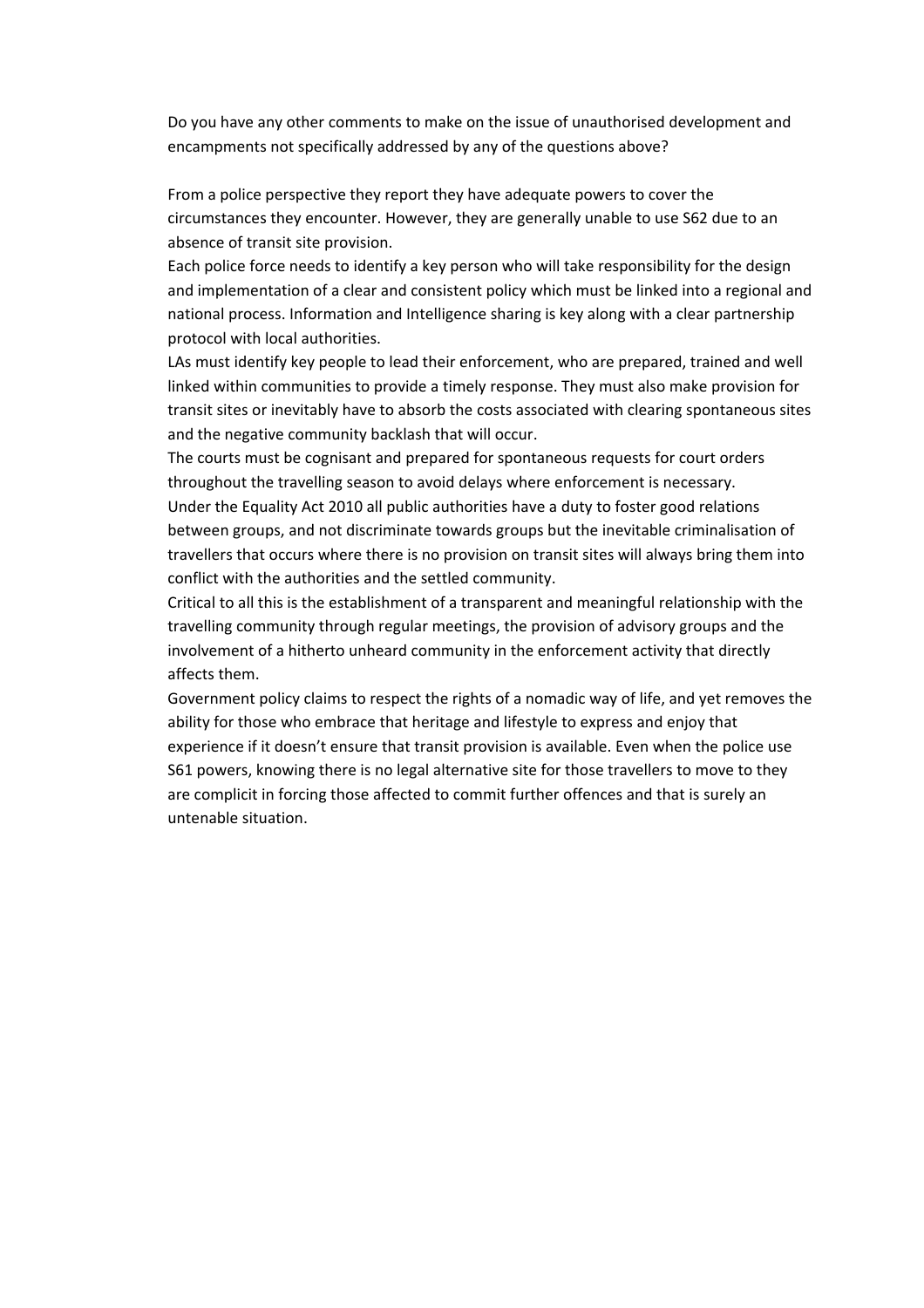Do you have any other comments to make on the issue of unauthorised development and encampments not specifically addressed by any of the questions above?

From a police perspective they report they have adequate powers to cover the circumstances they encounter. However, they are generally unable to use S62 due to an absence of transit site provision.

Each police force needs to identify a key person who will take responsibility for the design and implementation of a clear and consistent policy which must be linked into a regional and national process. Information and Intelligence sharing is key along with a clear partnership protocol with local authorities.

LAs must identify key people to lead their enforcement, who are prepared, trained and well linked within communities to provide a timely response. They must also make provision for transit sites or inevitably have to absorb the costs associated with clearing spontaneous sites and the negative community backlash that will occur.

The courts must be cognisant and prepared for spontaneous requests for court orders throughout the travelling season to avoid delays where enforcement is necessary.

Under the Equality Act 2010 all public authorities have a duty to foster good relations between groups, and not discriminate towards groups but the inevitable criminalisation of travellers that occurs where there is no provision on transit sites will always bring them into conflict with the authorities and the settled community.

Critical to all this is the establishment of a transparent and meaningful relationship with the travelling community through regular meetings, the provision of advisory groups and the involvement of a hitherto unheard community in the enforcement activity that directly affects them.

Government policy claims to respect the rights of a nomadic way of life, and yet removes the ability for those who embrace that heritage and lifestyle to express and enjoy that experience if it doesn't ensure that transit provision is available. Even when the police use S61 powers, knowing there is no legal alternative site for those travellers to move to they are complicit in forcing those affected to commit further offences and that is surely an untenable situation.